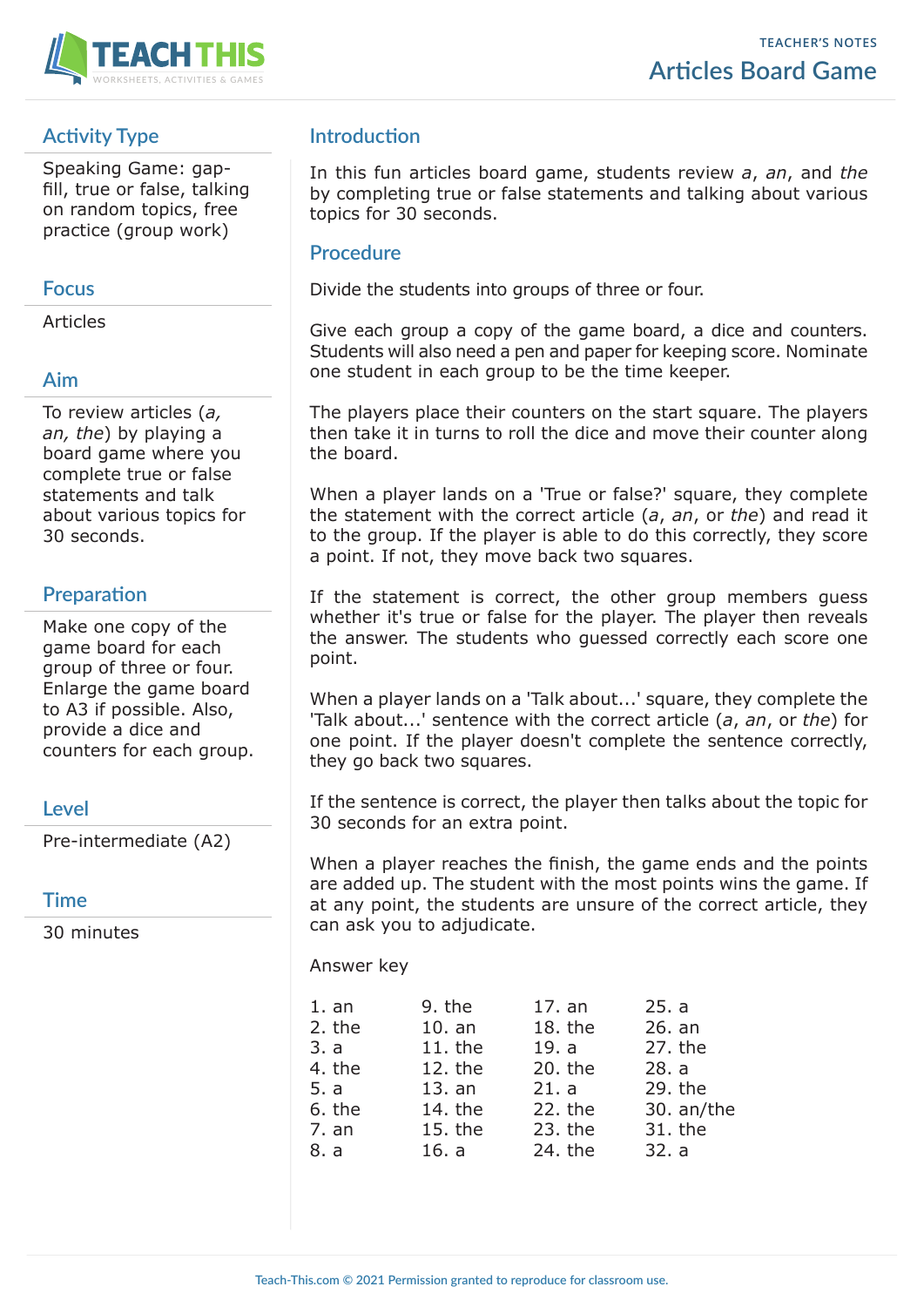# Articles Board Game

TEACHER'S NOTES

## Activity Type

Speaking Game: gap-fill, true or false, talking on random topics, free practice (group work)

## Focus

Articles

## Aim

To review articles (*a, an, the*) by playing a board game where you complete true or false statements and talk about various topics for 30 seconds.

## Preparation

Make one copy of the game board for each group of three or four. Enlarge the game board to A3 if possible. Also, provide a dice and counters for each group.

## Level

Pre-intermediate (A2)

## Time

30 minutes

## Introduction

In this fun articles board game, students review *a*, *an*, and *the* by completing true or false statements and talking about various topics for 30 seconds.

## Procedure

Divide the students into groups of three or four.

Give each group a copy of the game board, a dice and counters. Students will also need a pen and paper for keeping score. Nominate one student in each group to be the time keeper.

The players place their counters on the start square. The players then take it in turns to roll the dice and move their counter along the board.

When a player lands on a 'True or false?' square, they complete the statement with the correct article (*a*, *an*, or *the*) and read it to the group. If the player is able to do this correctly, they score a point. If not, they move back two squares.

If the statement is correct, the other group members guess whether it's true or false for the player. The player then reveals the answer. The students who guessed correctly each score one point.

When a player lands on a 'Talk about...' square, they complete the 'Talk about...' sentence with the correct article (*a*, *an*, or *the*) for one point. If the player doesn't complete the sentence correctly, they go back two squares.

If the sentence is correct, the player then talks about the topic for 30 seconds for an extra point.

When a player reaches the finish, the game ends and the points are added up. The student with the most points wins the game. If at any point, the students are unsure of the correct article, they can ask you to adjudicate.

Answer key

| | | | |
|---|---|---|---|
| 1. an | 9. the | 17. an | 25. a |
| 2. the | 10. an | 18. the | 26. an |
| 3. a | 11. the | 19. a | 27. the |
| 4. the | 12. the | 20. the | 28. a |
| 5. a | 13. an | 21. a | 29. the |
| 6. the | 14. the | 22. the | 30. an/the |
| 7. an | 15. the | 23. the | 31. the |
| 8. a | 16. a | 24. the | 32. a |

Teach-This.com © 2021 Permission granted to reproduce for classroom use.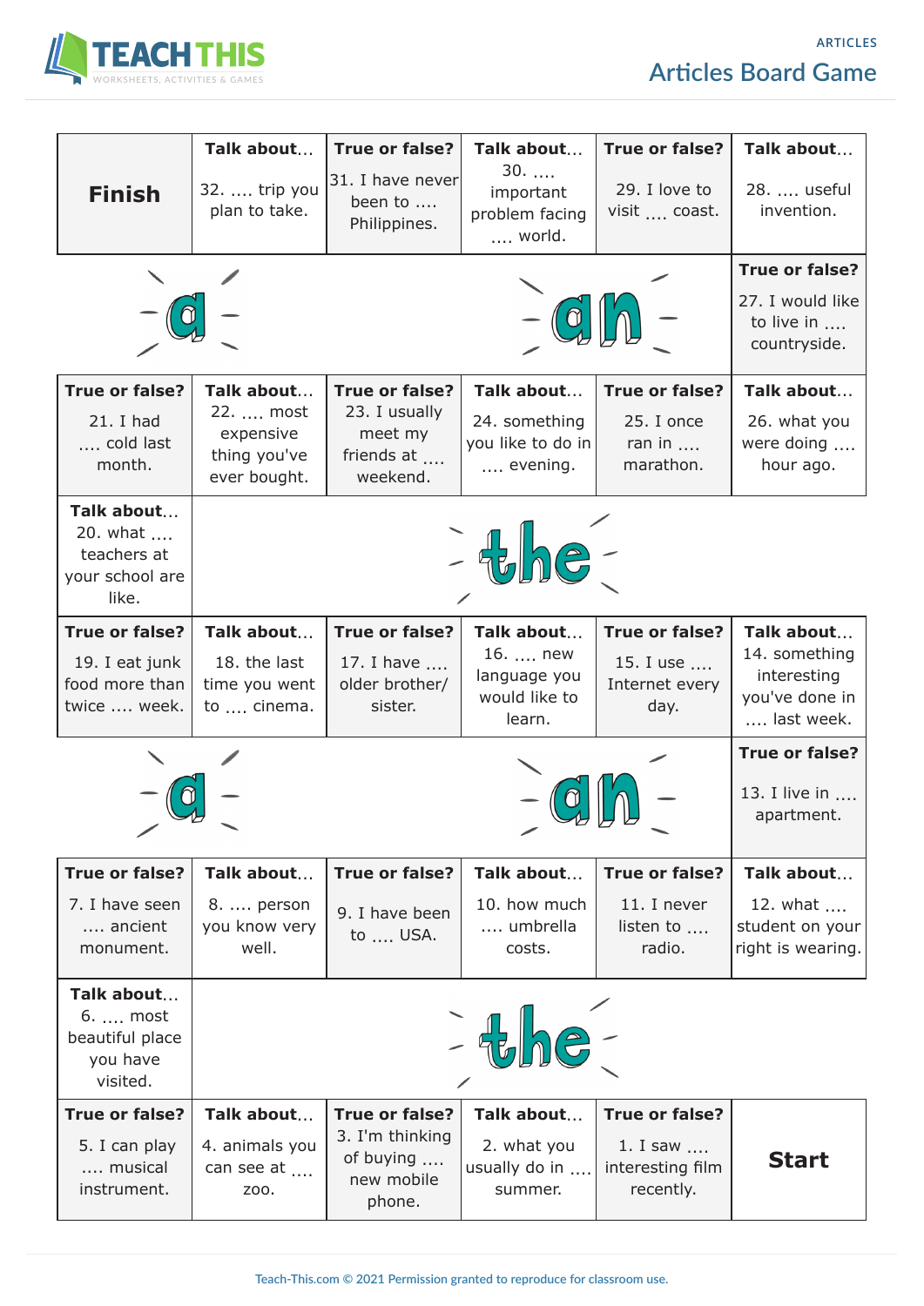# Articles Board Game

ARTICLES

| | | | | | |
|---|---|---|---|---|---|
| **Finish** | **Talk about...** 32. .... trip you plan to take. | **True or false?** 31. I have never been to .... Philippines. | **Talk about...** 30. .... important problem facing .... world. | **True or false?** 29. I love to visit .... coast. | **Talk about...** 28. .... useful invention. |
| a | | | an | | **True or false?** 27. I would like to live in .... countryside. |
| **True or false?** 21. I had .... cold last month. | **Talk about...** 22. .... most expensive thing you've ever bought. | **True or false?** 23. I usually meet my friends at .... weekend. | **Talk about...** 24. something you like to do in .... evening. | **True or false?** 25. I once ran in .... marathon. | **Talk about...** 26. what you were doing .... hour ago. |
| **Talk about...** 20. what .... teachers at your school are like. | | | the | | |
| **True or false?** 19. I eat junk food more than twice .... week. | **Talk about...** 18. the last time you went to .... cinema. | **True or false?** 17. I have .... older brother/ sister. | **Talk about...** 16. .... new language you would like to learn. | **True or false?** 15. I use .... Internet every day. | **Talk about...** 14. something interesting you've done in .... last week. |
| a | | | an | | **True or false?** 13. I live in .... apartment. |
| **True or false?** 7. I have seen .... ancient monument. | **Talk about...** 8. .... person you know very well. | **True or false?** 9. I have been to .... USA. | **Talk about...** 10. how much .... umbrella costs. | **True or false?** 11. I never listen to .... radio. | **Talk about...** 12. what .... student on your right is wearing. |
| **Talk about...** 6. .... most beautiful place you have visited. | | | the | | |
| **True or false?** 5. I can play .... musical instrument. | **Talk about...** 4. animals you can see at .... zoo. | **True or false?** 3. I'm thinking of buying .... new mobile phone. | **Talk about...** 2. what you usually do in .... summer. | **True or false?** 1. I saw .... interesting film recently. | **Start** |

Teach-This.com © 2021 Permission granted to reproduce for classroom use.